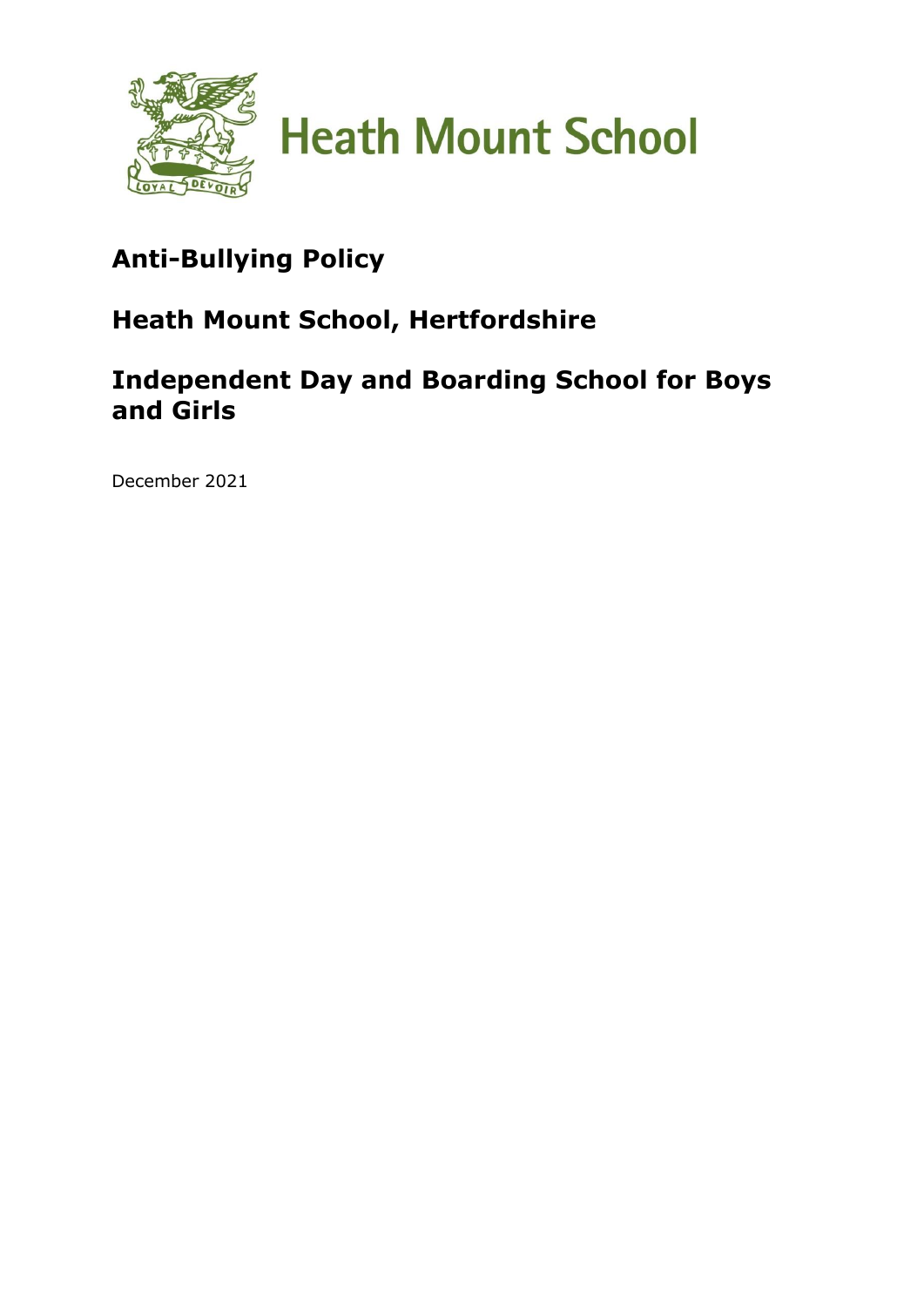Heath Mount School

# Anti-Bullying Policy

## Heath Mount School, Hertfordshire

## Independent Day and Boarding School for Boys and Girls

December 2021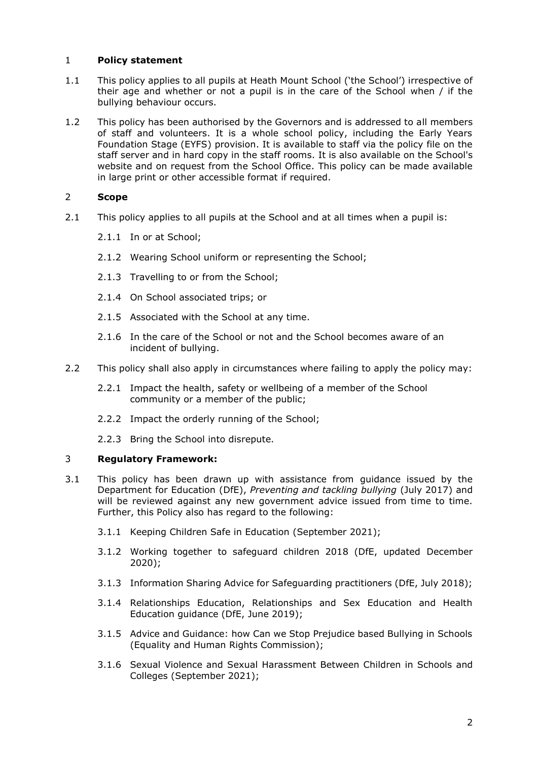## 1 **Policy statement**

1.1 This policy applies to all pupils at Heath Mount School ('the School') irrespective of their age and whether or not a pupil is in the care of the School when / if the bullying behaviour occurs.

1.2 This policy has been authorised by the Governors and is addressed to all members of staff and volunteers. It is a whole school policy, including the Early Years Foundation Stage (EYFS) provision. It is available to staff via the policy file on the staff server and in hard copy in the staff rooms. It is also available on the School's website and on request from the School Office. This policy can be made available in large print or other accessible format if required.

## 2 **Scope**

2.1 This policy applies to all pupils at the School and at all times when a pupil is:

2.1.1 In or at School;

2.1.2 Wearing School uniform or representing the School;

2.1.3 Travelling to or from the School;

2.1.4 On School associated trips; or

2.1.5 Associated with the School at any time.

2.1.6 In the care of the School or not and the School becomes aware of an incident of bullying.

2.2 This policy shall also apply in circumstances where failing to apply the policy may:

2.2.1 Impact the health, safety or wellbeing of a member of the School community or a member of the public;

2.2.2 Impact the orderly running of the School;

2.2.3 Bring the School into disrepute.

## 3 **Regulatory Framework:**

3.1 This policy has been drawn up with assistance from guidance issued by the Department for Education (DfE), *Preventing and tackling bullying* (July 2017) and will be reviewed against any new government advice issued from time to time. Further, this Policy also has regard to the following:

3.1.1 Keeping Children Safe in Education (September 2021);

3.1.2 Working together to safeguard children 2018 (DfE, updated December 2020);

3.1.3 Information Sharing Advice for Safeguarding practitioners (DfE, July 2018);

3.1.4 Relationships Education, Relationships and Sex Education and Health Education guidance (DfE, June 2019);

3.1.5 Advice and Guidance: how Can we Stop Prejudice based Bullying in Schools (Equality and Human Rights Commission);

3.1.6 Sexual Violence and Sexual Harassment Between Children in Schools and Colleges (September 2021);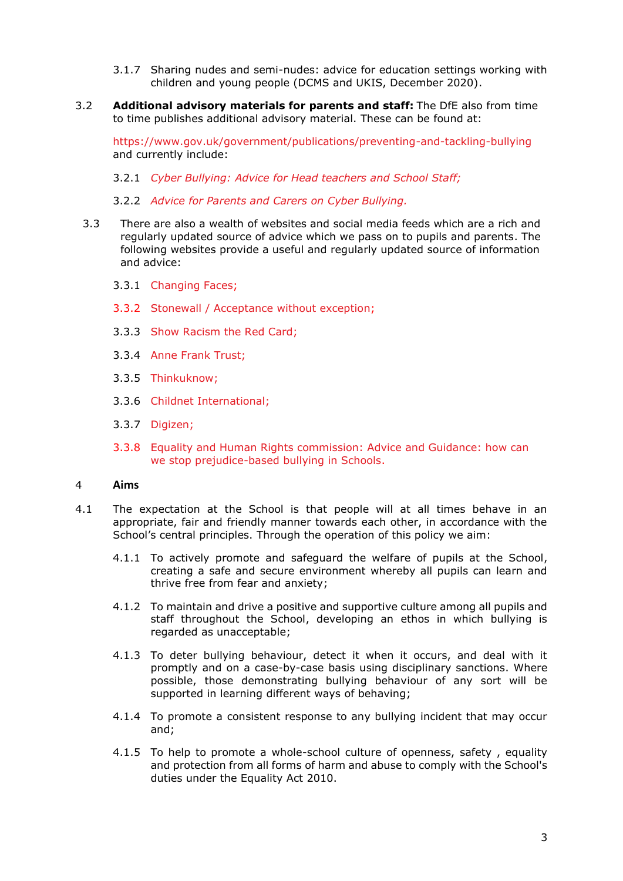3.1.7 Sharing nudes and semi-nudes: advice for education settings working with children and young people (DCMS and UKIS, December 2020).

3.2 **Additional advisory materials for parents and staff:** The DfE also from time to time publishes additional advisory material. These can be found at:

https://www.gov.uk/government/publications/preventing-and-tackling-bullying and currently include:

3.2.1 *Cyber Bullying: Advice for Head teachers and School Staff;*

3.2.2 *Advice for Parents and Carers on Cyber Bullying.*

3.3 There are also a wealth of websites and social media feeds which are a rich and regularly updated source of advice which we pass on to pupils and parents. The following websites provide a useful and regularly updated source of information and advice:

3.3.1 Changing Faces;

3.3.2 Stonewall / Acceptance without exception;

3.3.3 Show Racism the Red Card;

3.3.4 Anne Frank Trust;

3.3.5 Thinkuknow;

3.3.6 Childnet International;

3.3.7 Digizen;

3.3.8 Equality and Human Rights commission: Advice and Guidance: how can we stop prejudice-based bullying in Schools.

## 4 Aims

4.1 The expectation at the School is that people will at all times behave in an appropriate, fair and friendly manner towards each other, in accordance with the School's central principles. Through the operation of this policy we aim:

4.1.1 To actively promote and safeguard the welfare of pupils at the School, creating a safe and secure environment whereby all pupils can learn and thrive free from fear and anxiety;

4.1.2 To maintain and drive a positive and supportive culture among all pupils and staff throughout the School, developing an ethos in which bullying is regarded as unacceptable;

4.1.3 To deter bullying behaviour, detect it when it occurs, and deal with it promptly and on a case-by-case basis using disciplinary sanctions. Where possible, those demonstrating bullying behaviour of any sort will be supported in learning different ways of behaving;

4.1.4 To promote a consistent response to any bullying incident that may occur and;

4.1.5 To help to promote a whole-school culture of openness, safety , equality and protection from all forms of harm and abuse to comply with the School's duties under the Equality Act 2010.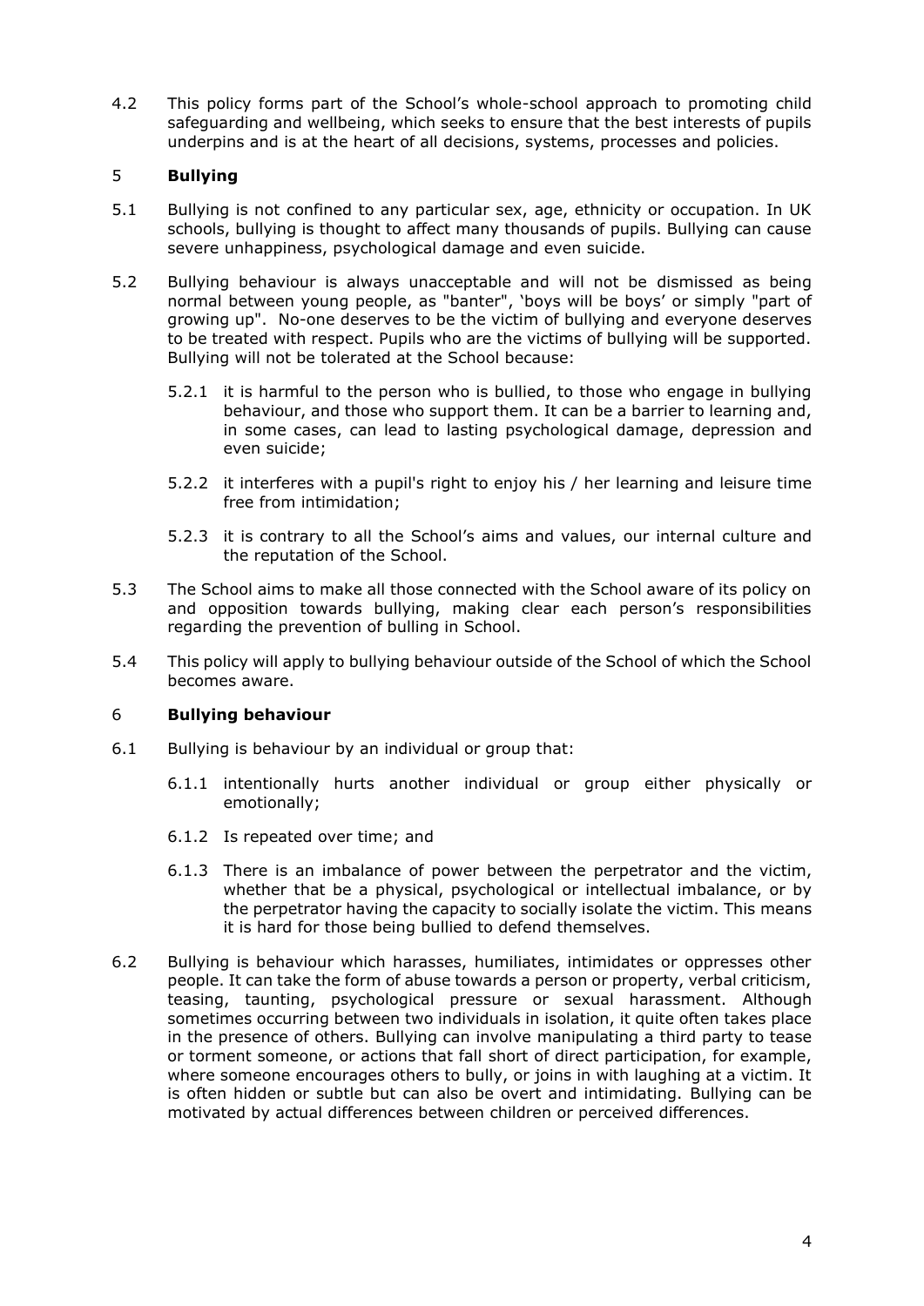4.2 This policy forms part of the School's whole-school approach to promoting child safeguarding and wellbeing, which seeks to ensure that the best interests of pupils underpins and is at the heart of all decisions, systems, processes and policies.

## 5 Bullying

5.1 Bullying is not confined to any particular sex, age, ethnicity or occupation. In UK schools, bullying is thought to affect many thousands of pupils. Bullying can cause severe unhappiness, psychological damage and even suicide.

5.2 Bullying behaviour is always unacceptable and will not be dismissed as being normal between young people, as "banter", 'boys will be boys' or simply "part of growing up". No-one deserves to be the victim of bullying and everyone deserves to be treated with respect. Pupils who are the victims of bullying will be supported. Bullying will not be tolerated at the School because:

5.2.1 it is harmful to the person who is bullied, to those who engage in bullying behaviour, and those who support them. It can be a barrier to learning and, in some cases, can lead to lasting psychological damage, depression and even suicide;

5.2.2 it interferes with a pupil's right to enjoy his / her learning and leisure time free from intimidation;

5.2.3 it is contrary to all the School's aims and values, our internal culture and the reputation of the School.

5.3 The School aims to make all those connected with the School aware of its policy on and opposition towards bullying, making clear each person's responsibilities regarding the prevention of bulling in School.

5.4 This policy will apply to bullying behaviour outside of the School of which the School becomes aware.

## 6 Bullying behaviour

6.1 Bullying is behaviour by an individual or group that:

6.1.1 intentionally hurts another individual or group either physically or emotionally;

6.1.2 Is repeated over time; and

6.1.3 There is an imbalance of power between the perpetrator and the victim, whether that be a physical, psychological or intellectual imbalance, or by the perpetrator having the capacity to socially isolate the victim. This means it is hard for those being bullied to defend themselves.

6.2 Bullying is behaviour which harasses, humiliates, intimidates or oppresses other people. It can take the form of abuse towards a person or property, verbal criticism, teasing, taunting, psychological pressure or sexual harassment. Although sometimes occurring between two individuals in isolation, it quite often takes place in the presence of others. Bullying can involve manipulating a third party to tease or torment someone, or actions that fall short of direct participation, for example, where someone encourages others to bully, or joins in with laughing at a victim. It is often hidden or subtle but can also be overt and intimidating. Bullying can be motivated by actual differences between children or perceived differences.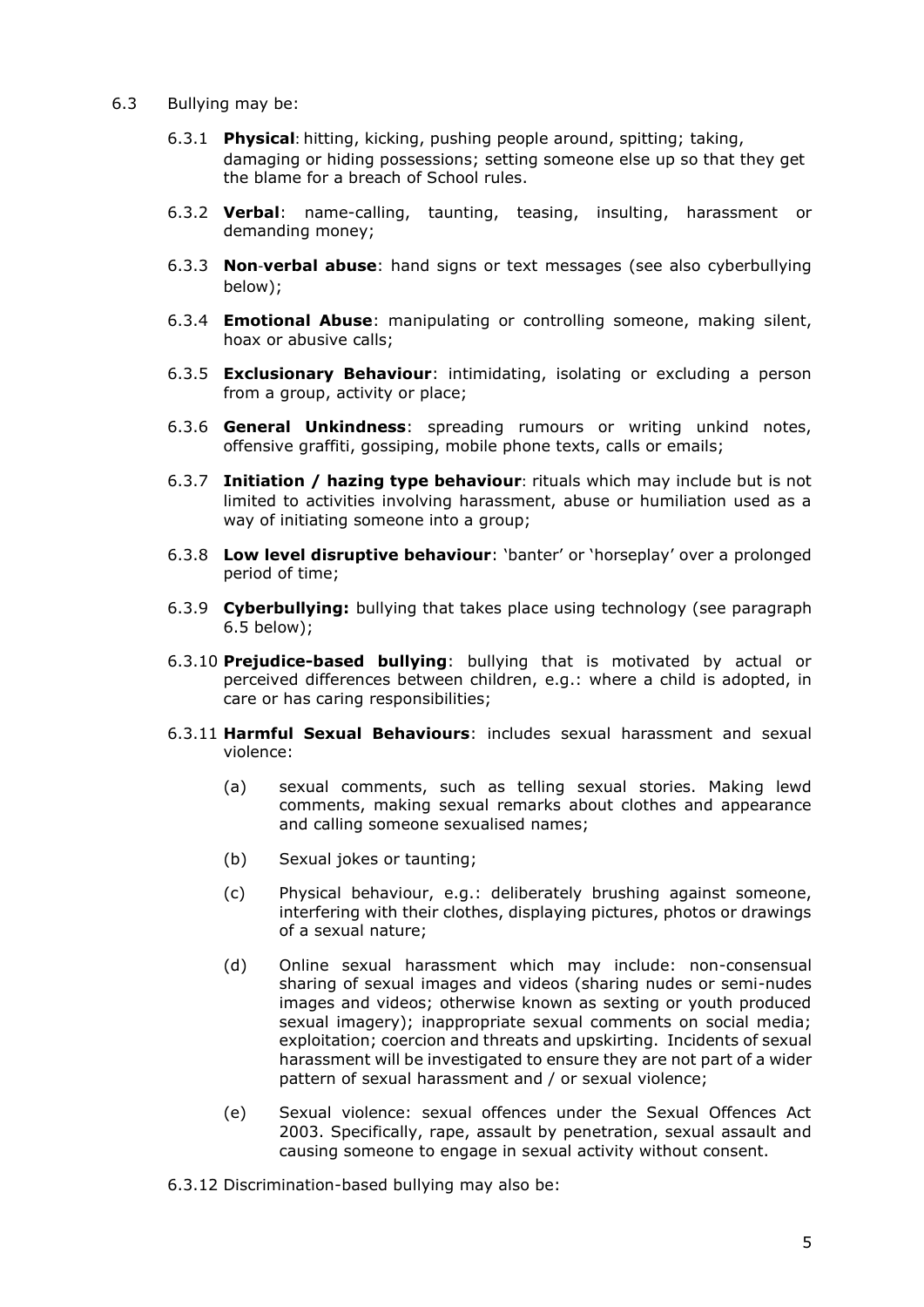6.3 Bullying may be:

6.3.1 **Physical**: hitting, kicking, pushing people around, spitting; taking, damaging or hiding possessions; setting someone else up so that they get the blame for a breach of School rules.

6.3.2 **Verbal**: name-calling, taunting, teasing, insulting, harassment or demanding money;

6.3.3 **Non-verbal abuse**: hand signs or text messages (see also cyberbullying below);

6.3.4 **Emotional Abuse**: manipulating or controlling someone, making silent, hoax or abusive calls;

6.3.5 **Exclusionary Behaviour**: intimidating, isolating or excluding a person from a group, activity or place;

6.3.6 **General Unkindness**: spreading rumours or writing unkind notes, offensive graffiti, gossiping, mobile phone texts, calls or emails;

6.3.7 **Initiation / hazing type behaviour**: rituals which may include but is not limited to activities involving harassment, abuse or humiliation used as a way of initiating someone into a group;

6.3.8 **Low level disruptive behaviour**: 'banter' or 'horseplay' over a prolonged period of time;

6.3.9 **Cyberbullying:** bullying that takes place using technology (see paragraph 6.5 below);

6.3.10 **Prejudice-based bullying**: bullying that is motivated by actual or perceived differences between children, e.g.: where a child is adopted, in care or has caring responsibilities;

6.3.11 **Harmful Sexual Behaviours**: includes sexual harassment and sexual violence:

(a) sexual comments, such as telling sexual stories. Making lewd comments, making sexual remarks about clothes and appearance and calling someone sexualised names;

(b) Sexual jokes or taunting;

(c) Physical behaviour, e.g.: deliberately brushing against someone, interfering with their clothes, displaying pictures, photos or drawings of a sexual nature;

(d) Online sexual harassment which may include: non-consensual sharing of sexual images and videos (sharing nudes or semi-nudes images and videos; otherwise known as sexting or youth produced sexual imagery); inappropriate sexual comments on social media; exploitation; coercion and threats and upskirting. Incidents of sexual harassment will be investigated to ensure they are not part of a wider pattern of sexual harassment and / or sexual violence;

(e) Sexual violence: sexual offences under the Sexual Offences Act 2003. Specifically, rape, assault by penetration, sexual assault and causing someone to engage in sexual activity without consent.

6.3.12 Discrimination-based bullying may also be: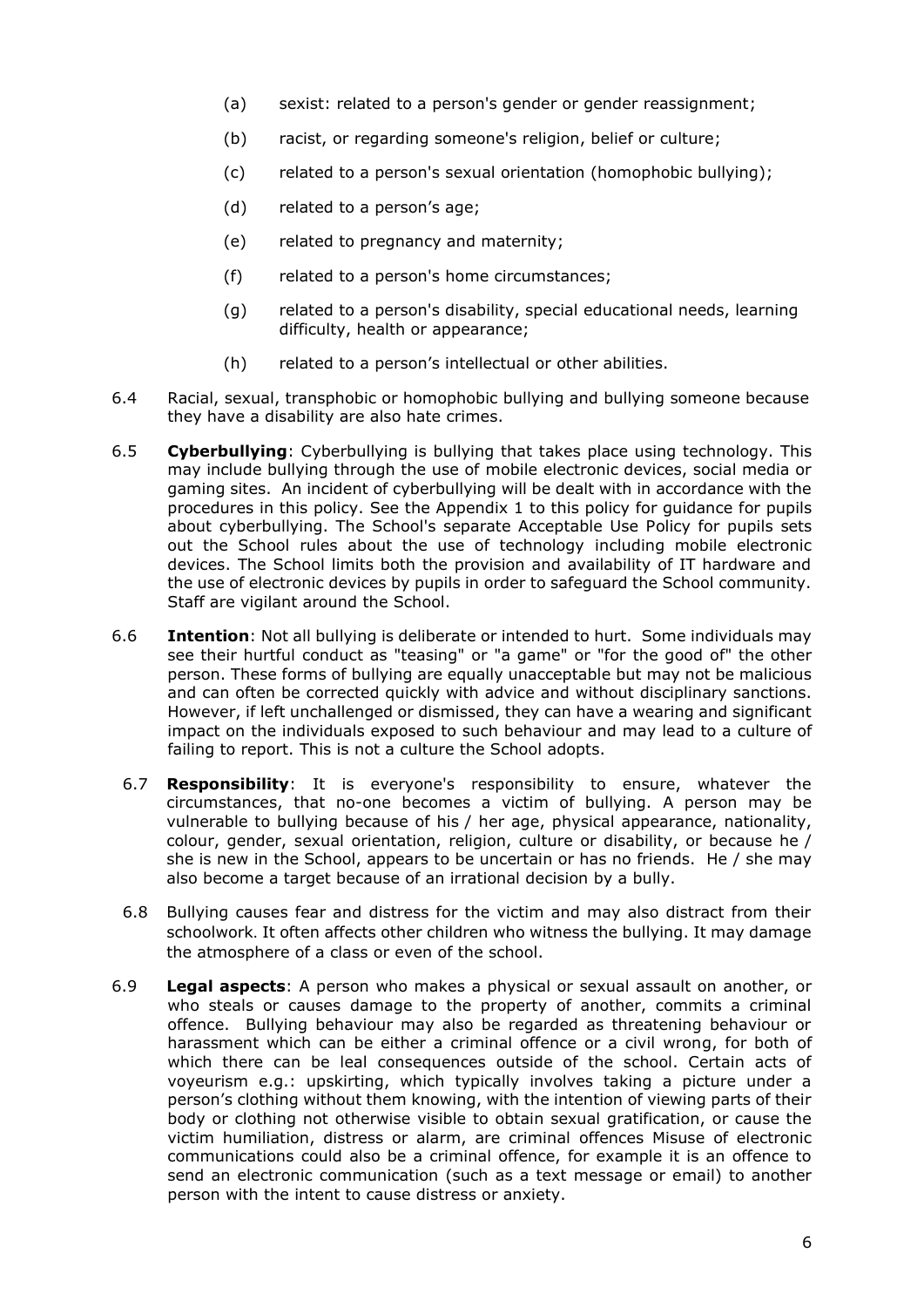(a) sexist: related to a person's gender or gender reassignment;

(b) racist, or regarding someone's religion, belief or culture;

(c) related to a person's sexual orientation (homophobic bullying);

(d) related to a person's age;

(e) related to pregnancy and maternity;

(f) related to a person's home circumstances;

(g) related to a person's disability, special educational needs, learning difficulty, health or appearance;

(h) related to a person's intellectual or other abilities.

6.4 Racial, sexual, transphobic or homophobic bullying and bullying someone because they have a disability are also hate crimes.

6.5 **Cyberbullying**: Cyberbullying is bullying that takes place using technology. This may include bullying through the use of mobile electronic devices, social media or gaming sites. An incident of cyberbullying will be dealt with in accordance with the procedures in this policy. See the Appendix 1 to this policy for guidance for pupils about cyberbullying. The School's separate Acceptable Use Policy for pupils sets out the School rules about the use of technology including mobile electronic devices. The School limits both the provision and availability of IT hardware and the use of electronic devices by pupils in order to safeguard the School community. Staff are vigilant around the School.

6.6 **Intention**: Not all bullying is deliberate or intended to hurt. Some individuals may see their hurtful conduct as "teasing" or "a game" or "for the good of" the other person. These forms of bullying are equally unacceptable but may not be malicious and can often be corrected quickly with advice and without disciplinary sanctions. However, if left unchallenged or dismissed, they can have a wearing and significant impact on the individuals exposed to such behaviour and may lead to a culture of failing to report. This is not a culture the School adopts.

6.7 **Responsibility**: It is everyone's responsibility to ensure, whatever the circumstances, that no-one becomes a victim of bullying. A person may be vulnerable to bullying because of his / her age, physical appearance, nationality, colour, gender, sexual orientation, religion, culture or disability, or because he / she is new in the School, appears to be uncertain or has no friends. He / she may also become a target because of an irrational decision by a bully.

6.8 Bullying causes fear and distress for the victim and may also distract from their schoolwork. It often affects other children who witness the bullying. It may damage the atmosphere of a class or even of the school.

6.9 **Legal aspects**: A person who makes a physical or sexual assault on another, or who steals or causes damage to the property of another, commits a criminal offence. Bullying behaviour may also be regarded as threatening behaviour or harassment which can be either a criminal offence or a civil wrong, for both of which there can be leal consequences outside of the school. Certain acts of voyeurism e.g.: upskirting, which typically involves taking a picture under a person's clothing without them knowing, with the intention of viewing parts of their body or clothing not otherwise visible to obtain sexual gratification, or cause the victim humiliation, distress or alarm, are criminal offences Misuse of electronic communications could also be a criminal offence, for example it is an offence to send an electronic communication (such as a text message or email) to another person with the intent to cause distress or anxiety.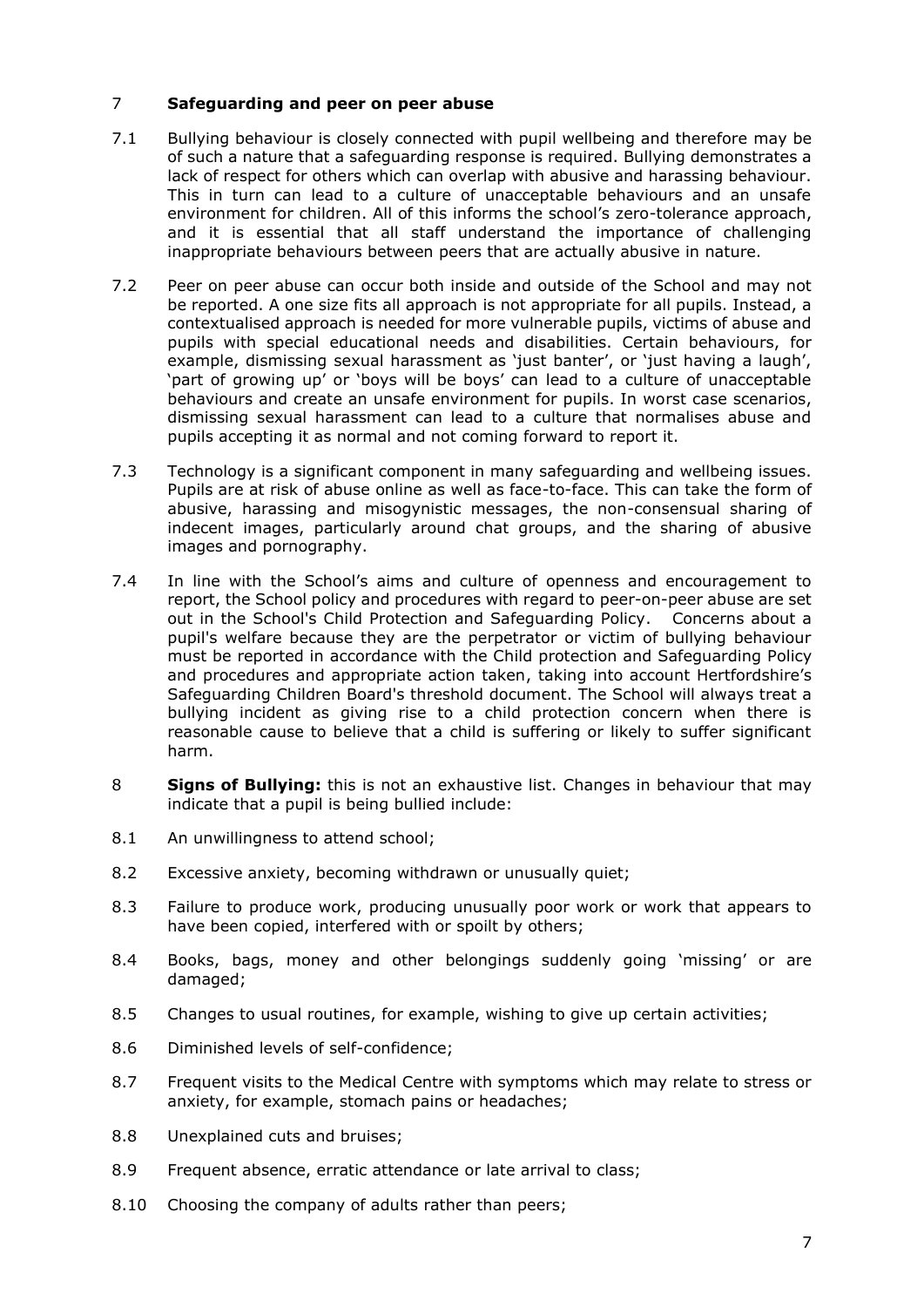## 7 Safeguarding and peer on peer abuse

7.1 Bullying behaviour is closely connected with pupil wellbeing and therefore may be of such a nature that a safeguarding response is required. Bullying demonstrates a lack of respect for others which can overlap with abusive and harassing behaviour. This in turn can lead to a culture of unacceptable behaviours and an unsafe environment for children. All of this informs the school's zero-tolerance approach, and it is essential that all staff understand the importance of challenging inappropriate behaviours between peers that are actually abusive in nature.

7.2 Peer on peer abuse can occur both inside and outside of the School and may not be reported. A one size fits all approach is not appropriate for all pupils. Instead, a contextualised approach is needed for more vulnerable pupils, victims of abuse and pupils with special educational needs and disabilities. Certain behaviours, for example, dismissing sexual harassment as 'just banter', or 'just having a laugh', 'part of growing up' or 'boys will be boys' can lead to a culture of unacceptable behaviours and create an unsafe environment for pupils. In worst case scenarios, dismissing sexual harassment can lead to a culture that normalises abuse and pupils accepting it as normal and not coming forward to report it.

7.3 Technology is a significant component in many safeguarding and wellbeing issues. Pupils are at risk of abuse online as well as face-to-face. This can take the form of abusive, harassing and misogynistic messages, the non-consensual sharing of indecent images, particularly around chat groups, and the sharing of abusive images and pornography.

7.4 In line with the School's aims and culture of openness and encouragement to report, the School policy and procedures with regard to peer-on-peer abuse are set out in the School's Child Protection and Safeguarding Policy. Concerns about a pupil's welfare because they are the perpetrator or victim of bullying behaviour must be reported in accordance with the Child protection and Safeguarding Policy and procedures and appropriate action taken, taking into account Hertfordshire's Safeguarding Children Board's threshold document. The School will always treat a bullying incident as giving rise to a child protection concern when there is reasonable cause to believe that a child is suffering or likely to suffer significant harm.

8 **Signs of Bullying:** this is not an exhaustive list. Changes in behaviour that may indicate that a pupil is being bullied include:

8.1 An unwillingness to attend school;

8.2 Excessive anxiety, becoming withdrawn or unusually quiet;

8.3 Failure to produce work, producing unusually poor work or work that appears to have been copied, interfered with or spoilt by others;

8.4 Books, bags, money and other belongings suddenly going 'missing' or are damaged;

8.5 Changes to usual routines, for example, wishing to give up certain activities;

8.6 Diminished levels of self-confidence;

8.7 Frequent visits to the Medical Centre with symptoms which may relate to stress or anxiety, for example, stomach pains or headaches;

8.8 Unexplained cuts and bruises;

8.9 Frequent absence, erratic attendance or late arrival to class;

8.10 Choosing the company of adults rather than peers;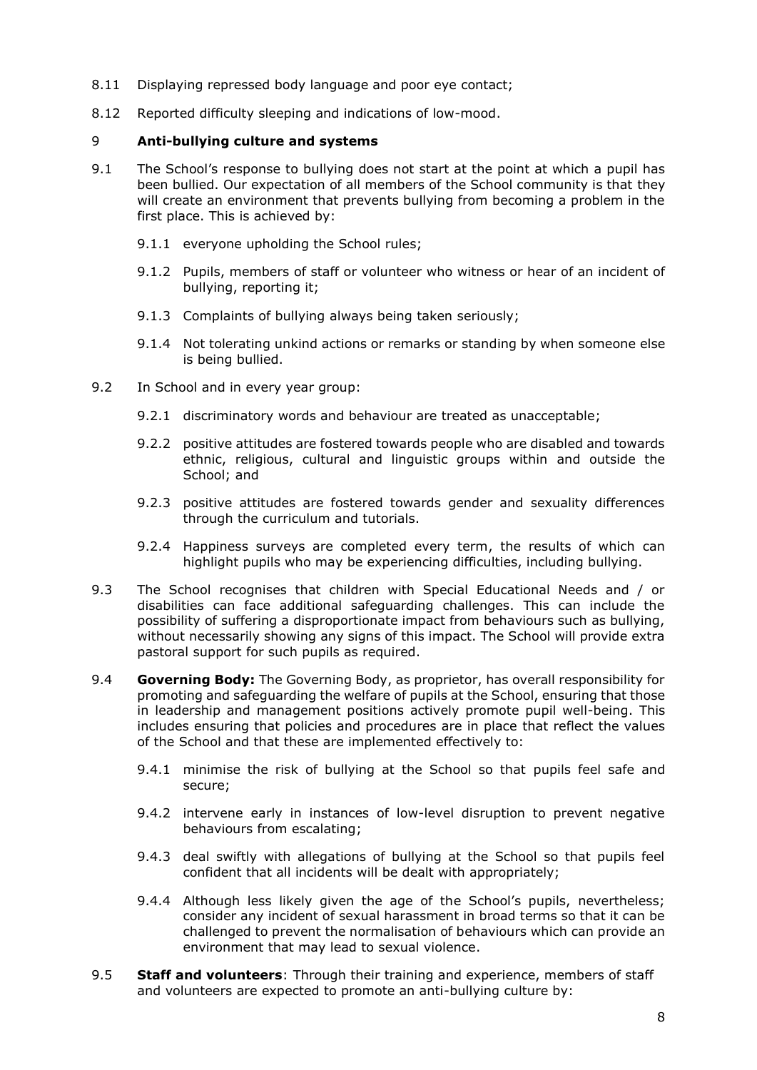8.11 Displaying repressed body language and poor eye contact;

8.12 Reported difficulty sleeping and indications of low-mood.

## 9 Anti-bullying culture and systems

9.1 The School's response to bullying does not start at the point at which a pupil has been bullied. Our expectation of all members of the School community is that they will create an environment that prevents bullying from becoming a problem in the first place. This is achieved by:

- 9.1.1 everyone upholding the School rules;
- 9.1.2 Pupils, members of staff or volunteer who witness or hear of an incident of bullying, reporting it;
- 9.1.3 Complaints of bullying always being taken seriously;
- 9.1.4 Not tolerating unkind actions or remarks or standing by when someone else is being bullied.

9.2 In School and in every year group:

- 9.2.1 discriminatory words and behaviour are treated as unacceptable;
- 9.2.2 positive attitudes are fostered towards people who are disabled and towards ethnic, religious, cultural and linguistic groups within and outside the School; and
- 9.2.3 positive attitudes are fostered towards gender and sexuality differences through the curriculum and tutorials.
- 9.2.4 Happiness surveys are completed every term, the results of which can highlight pupils who may be experiencing difficulties, including bullying.

9.3 The School recognises that children with Special Educational Needs and / or disabilities can face additional safeguarding challenges. This can include the possibility of suffering a disproportionate impact from behaviours such as bullying, without necessarily showing any signs of this impact. The School will provide extra pastoral support for such pupils as required.

9.4 **Governing Body:** The Governing Body, as proprietor, has overall responsibility for promoting and safeguarding the welfare of pupils at the School, ensuring that those in leadership and management positions actively promote pupil well-being. This includes ensuring that policies and procedures are in place that reflect the values of the School and that these are implemented effectively to:

- 9.4.1 minimise the risk of bullying at the School so that pupils feel safe and secure;
- 9.4.2 intervene early in instances of low-level disruption to prevent negative behaviours from escalating;
- 9.4.3 deal swiftly with allegations of bullying at the School so that pupils feel confident that all incidents will be dealt with appropriately;
- 9.4.4 Although less likely given the age of the School's pupils, nevertheless; consider any incident of sexual harassment in broad terms so that it can be challenged to prevent the normalisation of behaviours which can provide an environment that may lead to sexual violence.

9.5 **Staff and volunteers**: Through their training and experience, members of staff and volunteers are expected to promote an anti-bullying culture by: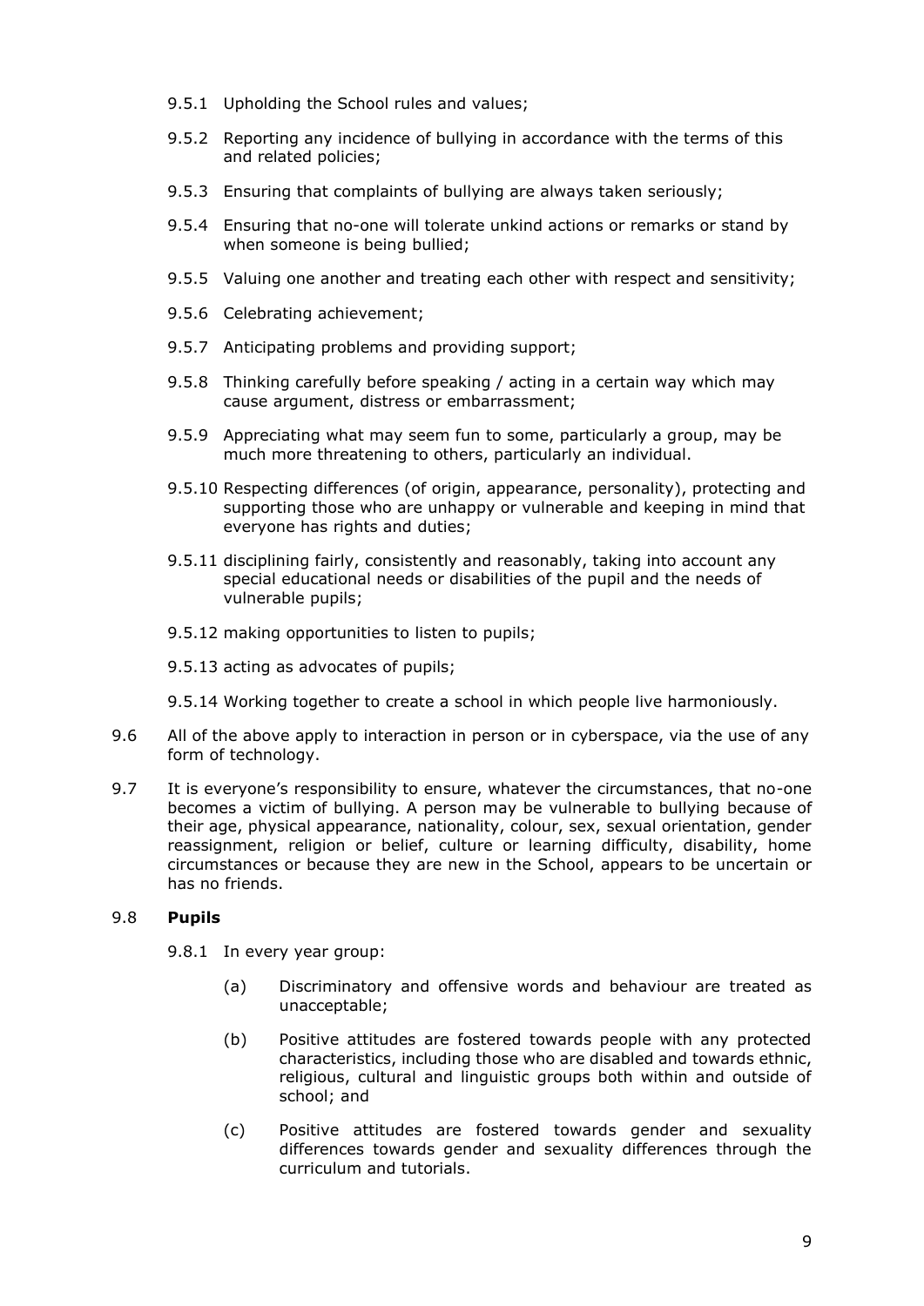9.5.1 Upholding the School rules and values;

9.5.2 Reporting any incidence of bullying in accordance with the terms of this and related policies;

9.5.3 Ensuring that complaints of bullying are always taken seriously;

9.5.4 Ensuring that no-one will tolerate unkind actions or remarks or stand by when someone is being bullied;

9.5.5 Valuing one another and treating each other with respect and sensitivity;

9.5.6 Celebrating achievement;

9.5.7 Anticipating problems and providing support;

9.5.8 Thinking carefully before speaking / acting in a certain way which may cause argument, distress or embarrassment;

9.5.9 Appreciating what may seem fun to some, particularly a group, may be much more threatening to others, particularly an individual.

9.5.10 Respecting differences (of origin, appearance, personality), protecting and supporting those who are unhappy or vulnerable and keeping in mind that everyone has rights and duties;

9.5.11 disciplining fairly, consistently and reasonably, taking into account any special educational needs or disabilities of the pupil and the needs of vulnerable pupils;

9.5.12 making opportunities to listen to pupils;

9.5.13 acting as advocates of pupils;

9.5.14 Working together to create a school in which people live harmoniously.

9.6 All of the above apply to interaction in person or in cyberspace, via the use of any form of technology.

9.7 It is everyone's responsibility to ensure, whatever the circumstances, that no-one becomes a victim of bullying. A person may be vulnerable to bullying because of their age, physical appearance, nationality, colour, sex, sexual orientation, gender reassignment, religion or belief, culture or learning difficulty, disability, home circumstances or because they are new in the School, appears to be uncertain or has no friends.

9.8 **Pupils**

9.8.1 In every year group:

(a) Discriminatory and offensive words and behaviour are treated as unacceptable;

(b) Positive attitudes are fostered towards people with any protected characteristics, including those who are disabled and towards ethnic, religious, cultural and linguistic groups both within and outside of school; and

(c) Positive attitudes are fostered towards gender and sexuality differences towards gender and sexuality differences through the curriculum and tutorials.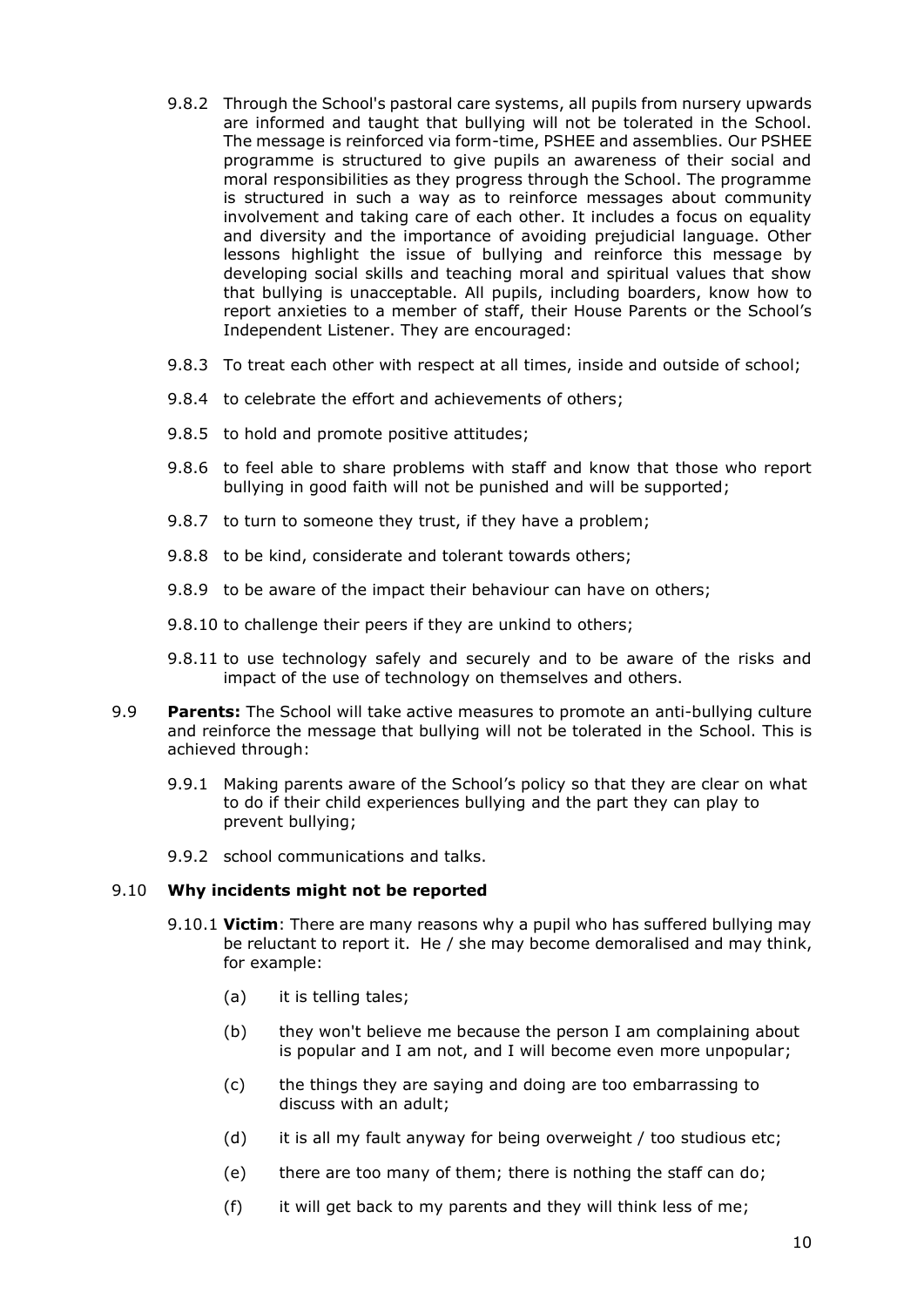9.8.2 Through the School's pastoral care systems, all pupils from nursery upwards are informed and taught that bullying will not be tolerated in the School. The message is reinforced via form-time, PSHEE and assemblies. Our PSHEE programme is structured to give pupils an awareness of their social and moral responsibilities as they progress through the School. The programme is structured in such a way as to reinforce messages about community involvement and taking care of each other. It includes a focus on equality and diversity and the importance of avoiding prejudicial language. Other lessons highlight the issue of bullying and reinforce this message by developing social skills and teaching moral and spiritual values that show that bullying is unacceptable. All pupils, including boarders, know how to report anxieties to a member of staff, their House Parents or the School's Independent Listener. They are encouraged:

9.8.3 To treat each other with respect at all times, inside and outside of school;

9.8.4 to celebrate the effort and achievements of others;

9.8.5 to hold and promote positive attitudes;

9.8.6 to feel able to share problems with staff and know that those who report bullying in good faith will not be punished and will be supported;

9.8.7 to turn to someone they trust, if they have a problem;

9.8.8 to be kind, considerate and tolerant towards others;

9.8.9 to be aware of the impact their behaviour can have on others;

9.8.10 to challenge their peers if they are unkind to others;

9.8.11 to use technology safely and securely and to be aware of the risks and impact of the use of technology on themselves and others.

9.9 **Parents:** The School will take active measures to promote an anti-bullying culture and reinforce the message that bullying will not be tolerated in the School. This is achieved through:

9.9.1 Making parents aware of the School's policy so that they are clear on what to do if their child experiences bullying and the part they can play to prevent bullying;

9.9.2 school communications and talks.

9.10 **Why incidents might not be reported**

9.10.1 **Victim**: There are many reasons why a pupil who has suffered bullying may be reluctant to report it. He / she may become demoralised and may think, for example:

(a) it is telling tales;

(b) they won't believe me because the person I am complaining about is popular and I am not, and I will become even more unpopular;

(c) the things they are saying and doing are too embarrassing to discuss with an adult;

(d) it is all my fault anyway for being overweight / too studious etc;

(e) there are too many of them; there is nothing the staff can do;

(f) it will get back to my parents and they will think less of me;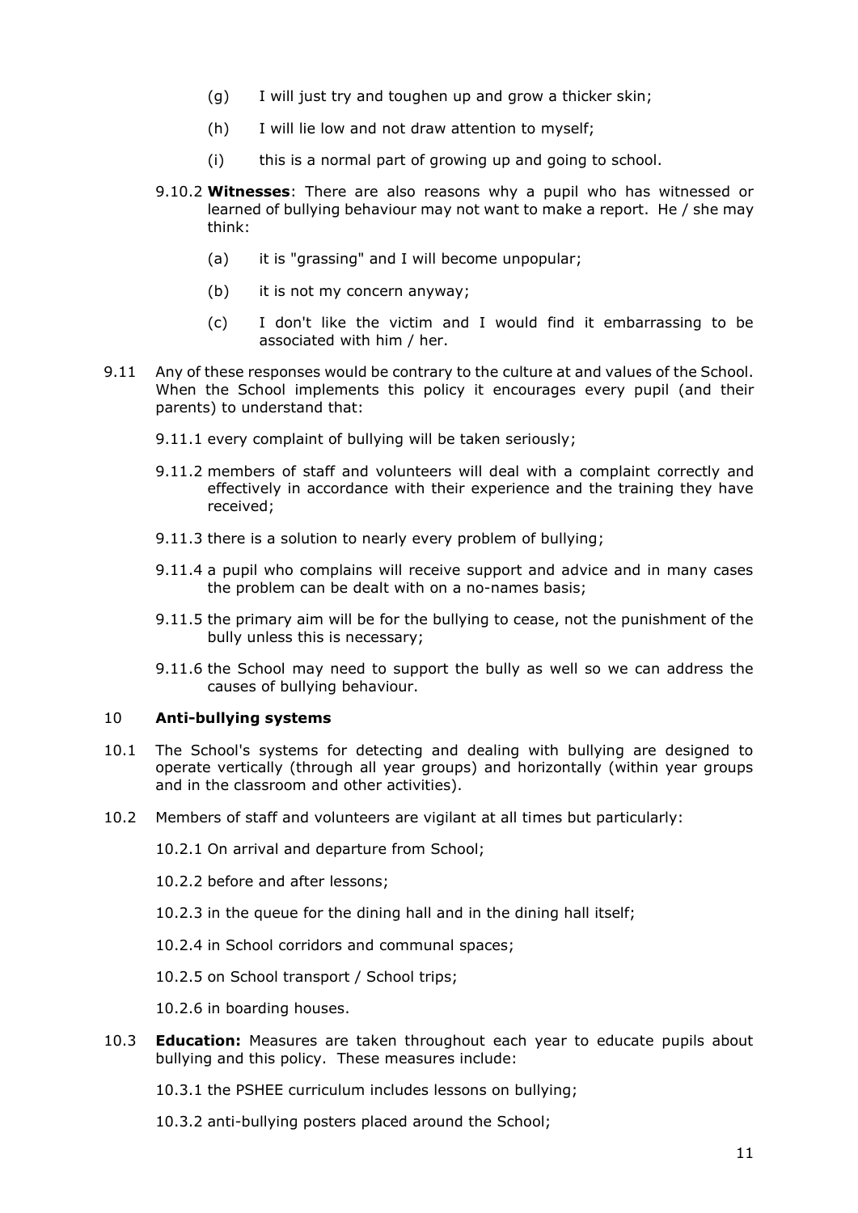(g) I will just try and toughen up and grow a thicker skin;

(h) I will lie low and not draw attention to myself;

(i) this is a normal part of growing up and going to school.

9.10.2 **Witnesses**: There are also reasons why a pupil who has witnessed or learned of bullying behaviour may not want to make a report. He / she may think:

(a) it is "grassing" and I will become unpopular;

(b) it is not my concern anyway;

(c) I don't like the victim and I would find it embarrassing to be associated with him / her.

9.11 Any of these responses would be contrary to the culture at and values of the School. When the School implements this policy it encourages every pupil (and their parents) to understand that:

9.11.1 every complaint of bullying will be taken seriously;

9.11.2 members of staff and volunteers will deal with a complaint correctly and effectively in accordance with their experience and the training they have received;

9.11.3 there is a solution to nearly every problem of bullying;

9.11.4 a pupil who complains will receive support and advice and in many cases the problem can be dealt with on a no-names basis;

9.11.5 the primary aim will be for the bullying to cease, not the punishment of the bully unless this is necessary;

9.11.6 the School may need to support the bully as well so we can address the causes of bullying behaviour.

## 10 Anti-bullying systems

10.1 The School's systems for detecting and dealing with bullying are designed to operate vertically (through all year groups) and horizontally (within year groups and in the classroom and other activities).

10.2 Members of staff and volunteers are vigilant at all times but particularly:

10.2.1 On arrival and departure from School;

10.2.2 before and after lessons;

10.2.3 in the queue for the dining hall and in the dining hall itself;

10.2.4 in School corridors and communal spaces;

10.2.5 on School transport / School trips;

10.2.6 in boarding houses.

10.3 **Education:** Measures are taken throughout each year to educate pupils about bullying and this policy. These measures include:

10.3.1 the PSHEE curriculum includes lessons on bullying;

10.3.2 anti-bullying posters placed around the School;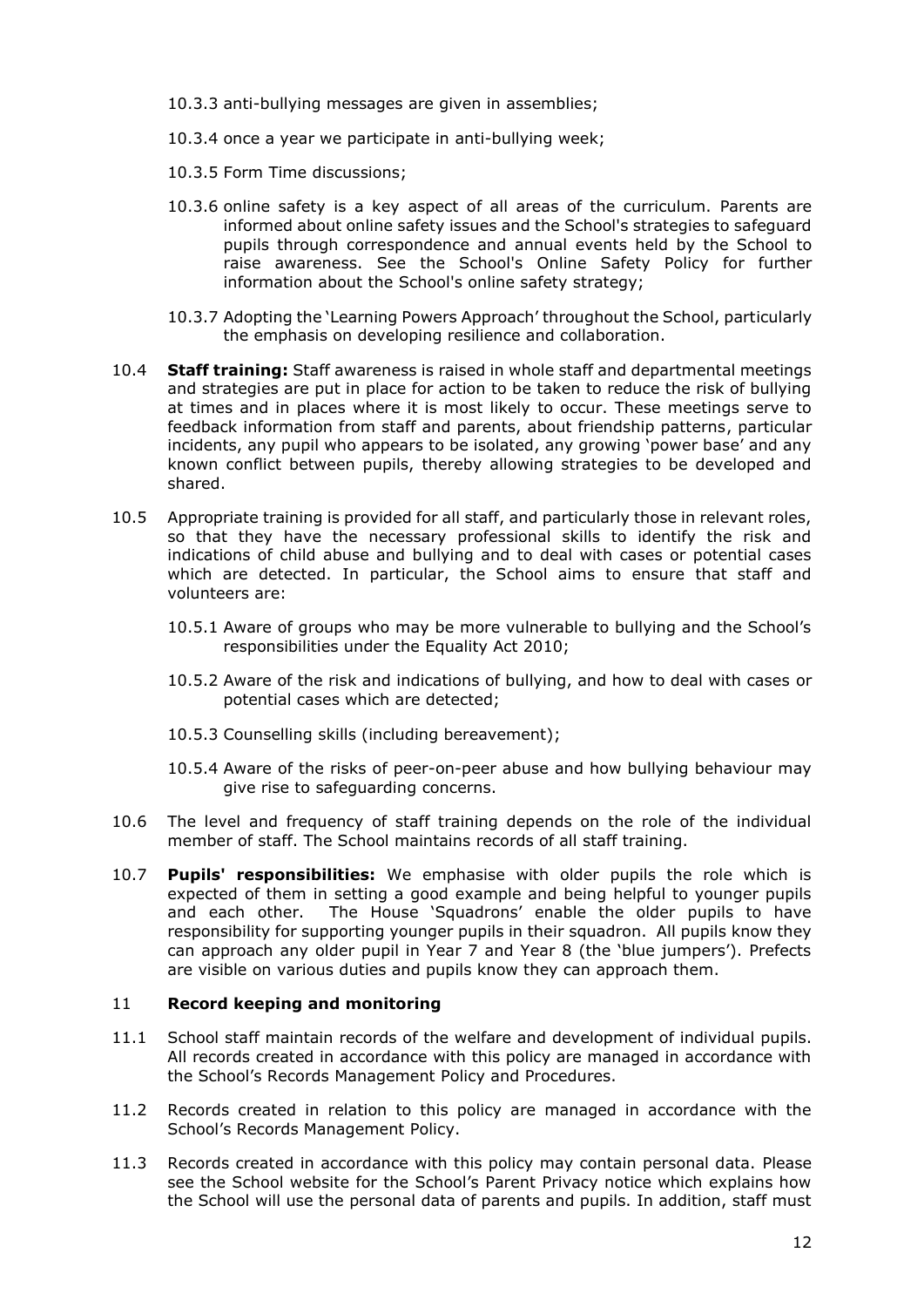10.3.3 anti-bullying messages are given in assemblies;

10.3.4 once a year we participate in anti-bullying week;

10.3.5 Form Time discussions;

10.3.6 online safety is a key aspect of all areas of the curriculum. Parents are informed about online safety issues and the School's strategies to safeguard pupils through correspondence and annual events held by the School to raise awareness. See the School's Online Safety Policy for further information about the School's online safety strategy;

10.3.7 Adopting the 'Learning Powers Approach' throughout the School, particularly the emphasis on developing resilience and collaboration.

10.4 **Staff training:** Staff awareness is raised in whole staff and departmental meetings and strategies are put in place for action to be taken to reduce the risk of bullying at times and in places where it is most likely to occur. These meetings serve to feedback information from staff and parents, about friendship patterns, particular incidents, any pupil who appears to be isolated, any growing 'power base' and any known conflict between pupils, thereby allowing strategies to be developed and shared.

10.5 Appropriate training is provided for all staff, and particularly those in relevant roles, so that they have the necessary professional skills to identify the risk and indications of child abuse and bullying and to deal with cases or potential cases which are detected. In particular, the School aims to ensure that staff and volunteers are:

10.5.1 Aware of groups who may be more vulnerable to bullying and the School's responsibilities under the Equality Act 2010;

10.5.2 Aware of the risk and indications of bullying, and how to deal with cases or potential cases which are detected;

10.5.3 Counselling skills (including bereavement);

10.5.4 Aware of the risks of peer-on-peer abuse and how bullying behaviour may give rise to safeguarding concerns.

10.6 The level and frequency of staff training depends on the role of the individual member of staff. The School maintains records of all staff training.

10.7 **Pupils' responsibilities:** We emphasise with older pupils the role which is expected of them in setting a good example and being helpful to younger pupils and each other. The House 'Squadrons' enable the older pupils to have responsibility for supporting younger pupils in their squadron. All pupils know they can approach any older pupil in Year 7 and Year 8 (the 'blue jumpers'). Prefects are visible on various duties and pupils know they can approach them.

## 11 Record keeping and monitoring

11.1 School staff maintain records of the welfare and development of individual pupils. All records created in accordance with this policy are managed in accordance with the School's Records Management Policy and Procedures.

11.2 Records created in relation to this policy are managed in accordance with the School's Records Management Policy.

11.3 Records created in accordance with this policy may contain personal data. Please see the School website for the School's Parent Privacy notice which explains how the School will use the personal data of parents and pupils. In addition, staff must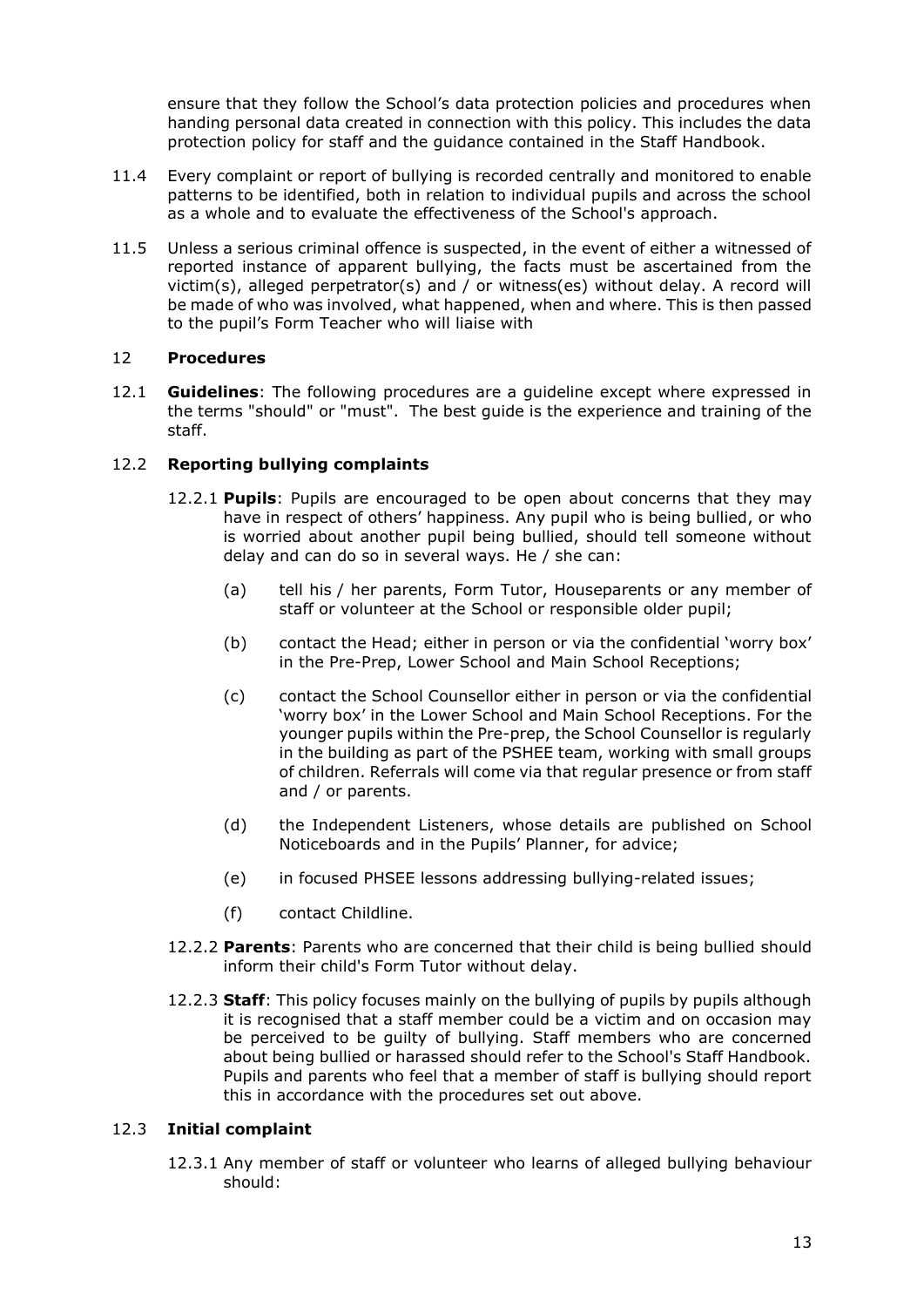ensure that they follow the School's data protection policies and procedures when handing personal data created in connection with this policy. This includes the data protection policy for staff and the guidance contained in the Staff Handbook.

11.4 Every complaint or report of bullying is recorded centrally and monitored to enable patterns to be identified, both in relation to individual pupils and across the school as a whole and to evaluate the effectiveness of the School's approach.

11.5 Unless a serious criminal offence is suspected, in the event of either a witnessed of reported instance of apparent bullying, the facts must be ascertained from the victim(s), alleged perpetrator(s) and / or witness(es) without delay. A record will be made of who was involved, what happened, when and where. This is then passed to the pupil's Form Teacher who will liaise with

## 12 Procedures

12.1 **Guidelines**: The following procedures are a guideline except where expressed in the terms "should" or "must". The best guide is the experience and training of the staff.

### 12.2 Reporting bullying complaints

12.2.1 **Pupils**: Pupils are encouraged to be open about concerns that they may have in respect of others' happiness. Any pupil who is being bullied, or who is worried about another pupil being bullied, should tell someone without delay and can do so in several ways. He / she can:

(a) tell his / her parents, Form Tutor, Houseparents or any member of staff or volunteer at the School or responsible older pupil;

(b) contact the Head; either in person or via the confidential 'worry box' in the Pre-Prep, Lower School and Main School Receptions;

(c) contact the School Counsellor either in person or via the confidential 'worry box' in the Lower School and Main School Receptions. For the younger pupils within the Pre-prep, the School Counsellor is regularly in the building as part of the PSHEE team, working with small groups of children. Referrals will come via that regular presence or from staff and / or parents.

(d) the Independent Listeners, whose details are published on School Noticeboards and in the Pupils' Planner, for advice;

(e) in focused PHSEE lessons addressing bullying-related issues;

(f) contact Childline.

12.2.2 **Parents**: Parents who are concerned that their child is being bullied should inform their child's Form Tutor without delay.

12.2.3 **Staff**: This policy focuses mainly on the bullying of pupils by pupils although it is recognised that a staff member could be a victim and on occasion may be perceived to be guilty of bullying. Staff members who are concerned about being bullied or harassed should refer to the School's Staff Handbook. Pupils and parents who feel that a member of staff is bullying should report this in accordance with the procedures set out above.

### 12.3 Initial complaint

12.3.1 Any member of staff or volunteer who learns of alleged bullying behaviour should: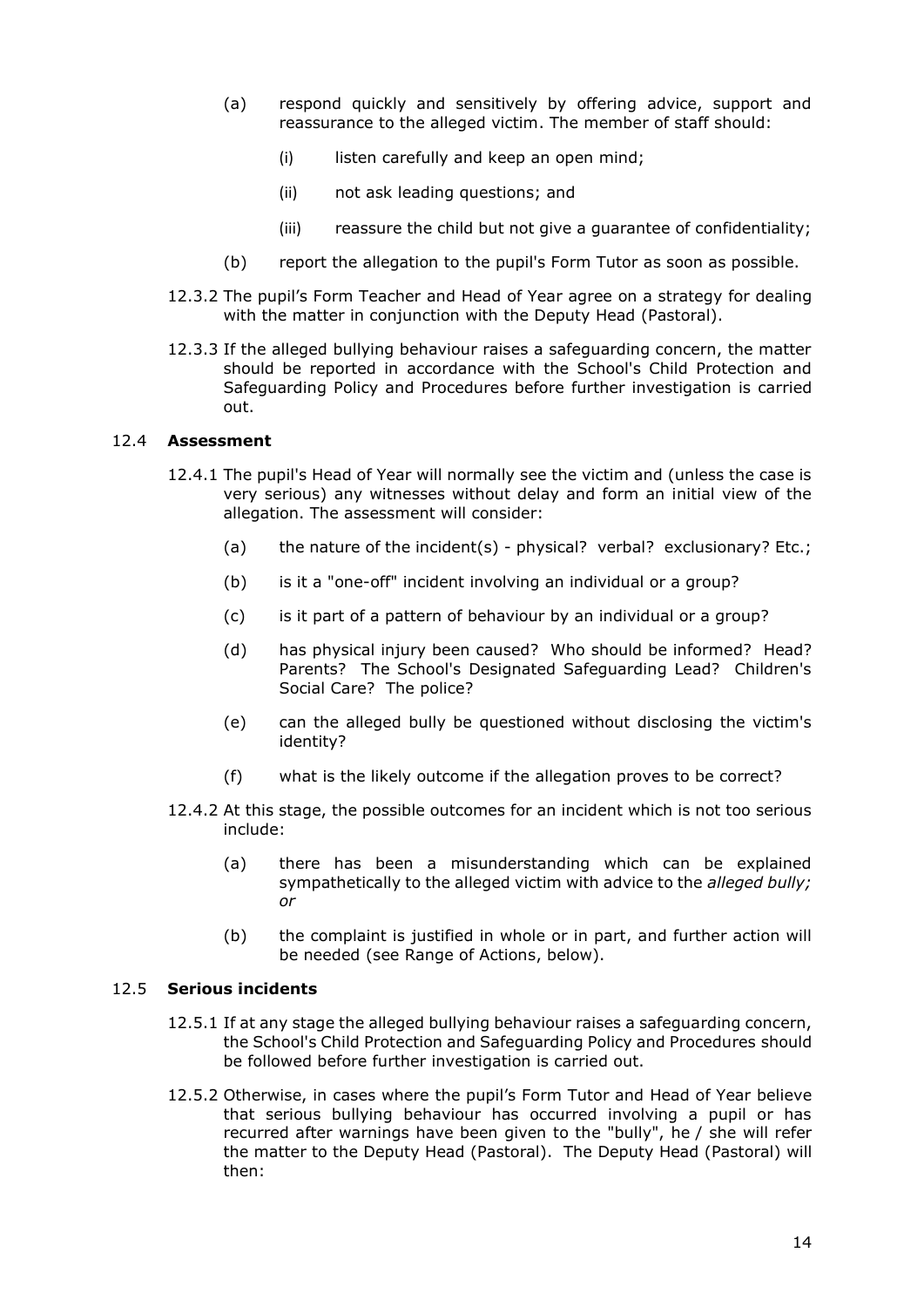- (a) respond quickly and sensitively by offering advice, support and reassurance to the alleged victim. The member of staff should:
  - (i) listen carefully and keep an open mind;
  - (ii) not ask leading questions; and
  - (iii) reassure the child but not give a guarantee of confidentiality;
- (b) report the allegation to the pupil's Form Tutor as soon as possible.

12.3.2 The pupil's Form Teacher and Head of Year agree on a strategy for dealing with the matter in conjunction with the Deputy Head (Pastoral).

12.3.3 If the alleged bullying behaviour raises a safeguarding concern, the matter should be reported in accordance with the School's Child Protection and Safeguarding Policy and Procedures before further investigation is carried out.

### 12.4 **Assessment**

12.4.1 The pupil's Head of Year will normally see the victim and (unless the case is very serious) any witnesses without delay and form an initial view of the allegation. The assessment will consider:

- (a) the nature of the incident(s) - physical? verbal? exclusionary? Etc.;
- (b) is it a "one-off" incident involving an individual or a group?
- (c) is it part of a pattern of behaviour by an individual or a group?
- (d) has physical injury been caused? Who should be informed? Head? Parents? The School's Designated Safeguarding Lead? Children's Social Care? The police?
- (e) can the alleged bully be questioned without disclosing the victim's identity?
- (f) what is the likely outcome if the allegation proves to be correct?

12.4.2 At this stage, the possible outcomes for an incident which is not too serious include:

- (a) there has been a misunderstanding which can be explained sympathetically to the alleged victim with advice to the *alleged bully; or*
- (b) the complaint is justified in whole or in part, and further action will be needed (see Range of Actions, below).

### 12.5 **Serious incidents**

12.5.1 If at any stage the alleged bullying behaviour raises a safeguarding concern, the School's Child Protection and Safeguarding Policy and Procedures should be followed before further investigation is carried out.

12.5.2 Otherwise, in cases where the pupil's Form Tutor and Head of Year believe that serious bullying behaviour has occurred involving a pupil or has recurred after warnings have been given to the "bully", he / she will refer the matter to the Deputy Head (Pastoral). The Deputy Head (Pastoral) will then: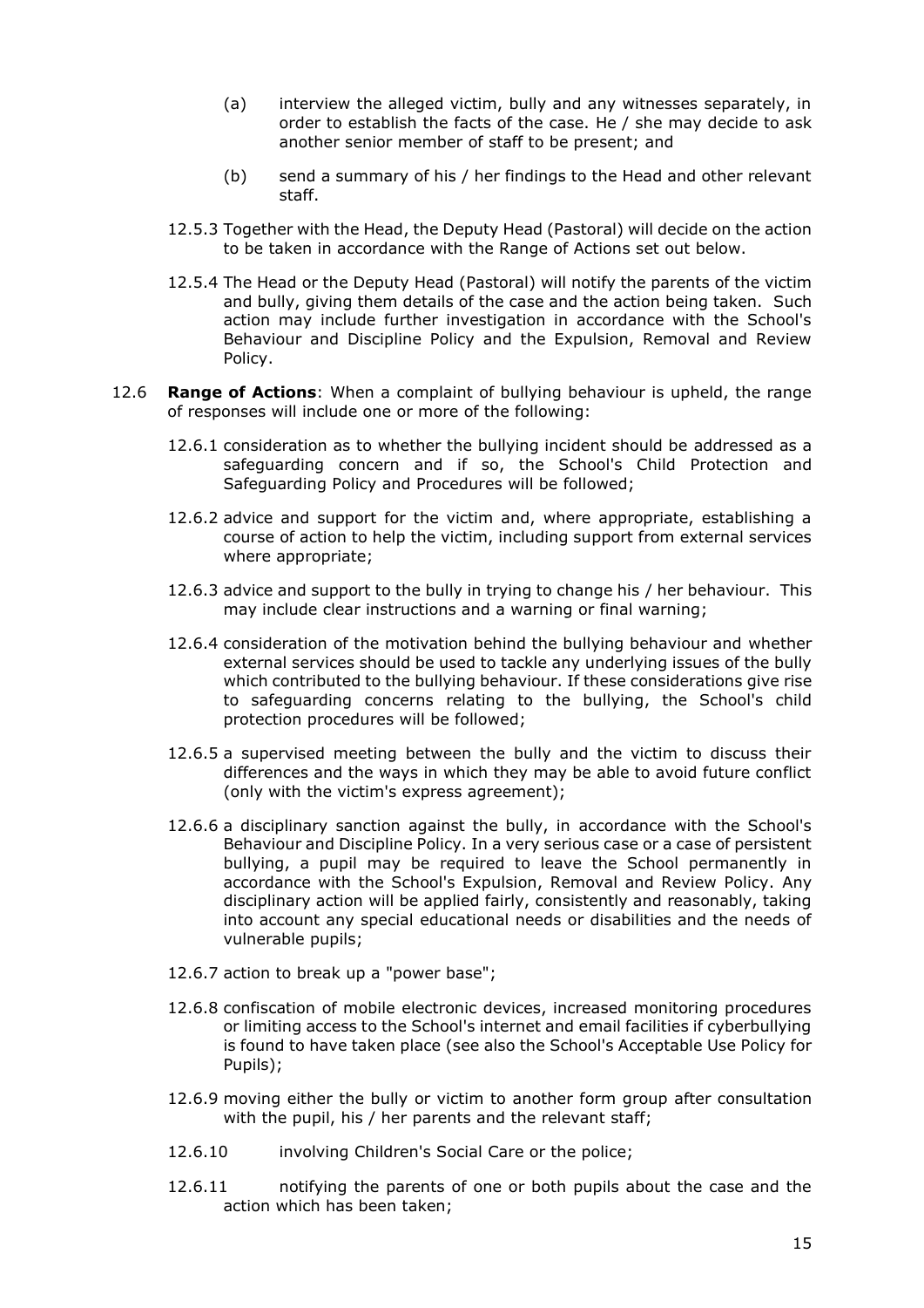(a) interview the alleged victim, bully and any witnesses separately, in order to establish the facts of the case. He / she may decide to ask another senior member of staff to be present; and

(b) send a summary of his / her findings to the Head and other relevant staff.

12.5.3 Together with the Head, the Deputy Head (Pastoral) will decide on the action to be taken in accordance with the Range of Actions set out below.

12.5.4 The Head or the Deputy Head (Pastoral) will notify the parents of the victim and bully, giving them details of the case and the action being taken. Such action may include further investigation in accordance with the School's Behaviour and Discipline Policy and the Expulsion, Removal and Review Policy.

12.6 **Range of Actions**: When a complaint of bullying behaviour is upheld, the range of responses will include one or more of the following:

12.6.1 consideration as to whether the bullying incident should be addressed as a safeguarding concern and if so, the School's Child Protection and Safeguarding Policy and Procedures will be followed;

12.6.2 advice and support for the victim and, where appropriate, establishing a course of action to help the victim, including support from external services where appropriate;

12.6.3 advice and support to the bully in trying to change his / her behaviour. This may include clear instructions and a warning or final warning;

12.6.4 consideration of the motivation behind the bullying behaviour and whether external services should be used to tackle any underlying issues of the bully which contributed to the bullying behaviour. If these considerations give rise to safeguarding concerns relating to the bullying, the School's child protection procedures will be followed;

12.6.5 a supervised meeting between the bully and the victim to discuss their differences and the ways in which they may be able to avoid future conflict (only with the victim's express agreement);

12.6.6 a disciplinary sanction against the bully, in accordance with the School's Behaviour and Discipline Policy. In a very serious case or a case of persistent bullying, a pupil may be required to leave the School permanently in accordance with the School's Expulsion, Removal and Review Policy. Any disciplinary action will be applied fairly, consistently and reasonably, taking into account any special educational needs or disabilities and the needs of vulnerable pupils;

12.6.7 action to break up a "power base";

12.6.8 confiscation of mobile electronic devices, increased monitoring procedures or limiting access to the School's internet and email facilities if cyberbullying is found to have taken place (see also the School's Acceptable Use Policy for Pupils);

12.6.9 moving either the bully or victim to another form group after consultation with the pupil, his / her parents and the relevant staff;

12.6.10 involving Children's Social Care or the police;

12.6.11 notifying the parents of one or both pupils about the case and the action which has been taken;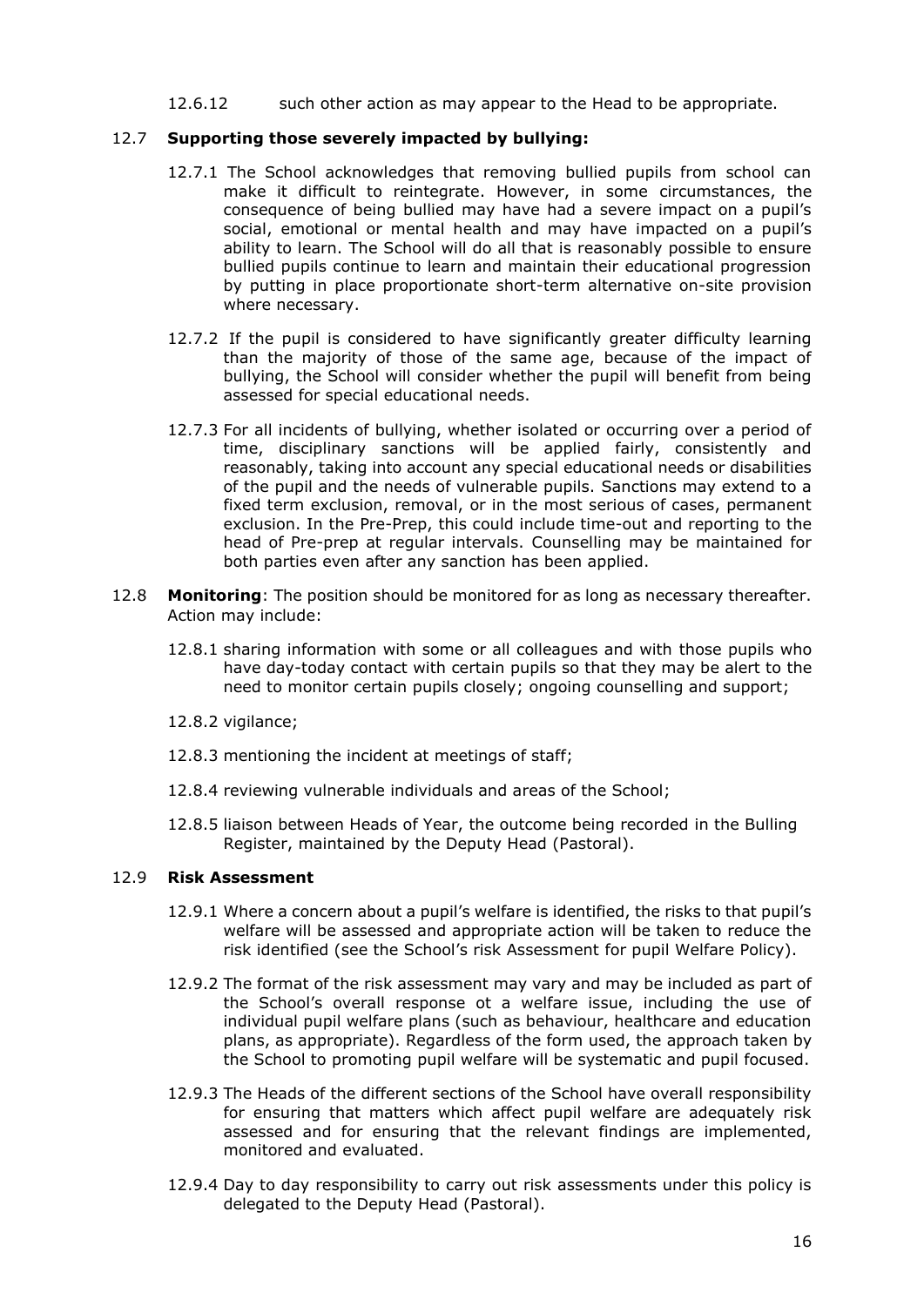12.6.12 such other action as may appear to the Head to be appropriate.

12.7 **Supporting those severely impacted by bullying:**

12.7.1 The School acknowledges that removing bullied pupils from school can make it difficult to reintegrate. However, in some circumstances, the consequence of being bullied may have had a severe impact on a pupil's social, emotional or mental health and may have impacted on a pupil's ability to learn. The School will do all that is reasonably possible to ensure bullied pupils continue to learn and maintain their educational progression by putting in place proportionate short-term alternative on-site provision where necessary.

12.7.2 If the pupil is considered to have significantly greater difficulty learning than the majority of those of the same age, because of the impact of bullying, the School will consider whether the pupil will benefit from being assessed for special educational needs.

12.7.3 For all incidents of bullying, whether isolated or occurring over a period of time, disciplinary sanctions will be applied fairly, consistently and reasonably, taking into account any special educational needs or disabilities of the pupil and the needs of vulnerable pupils. Sanctions may extend to a fixed term exclusion, removal, or in the most serious of cases, permanent exclusion. In the Pre-Prep, this could include time-out and reporting to the head of Pre-prep at regular intervals. Counselling may be maintained for both parties even after any sanction has been applied.

12.8 **Monitoring**: The position should be monitored for as long as necessary thereafter. Action may include:

12.8.1 sharing information with some or all colleagues and with those pupils who have day-today contact with certain pupils so that they may be alert to the need to monitor certain pupils closely; ongoing counselling and support;

12.8.2 vigilance;

12.8.3 mentioning the incident at meetings of staff;

12.8.4 reviewing vulnerable individuals and areas of the School;

12.8.5 liaison between Heads of Year, the outcome being recorded in the Bulling Register, maintained by the Deputy Head (Pastoral).

12.9 **Risk Assessment**

12.9.1 Where a concern about a pupil's welfare is identified, the risks to that pupil's welfare will be assessed and appropriate action will be taken to reduce the risk identified (see the School's risk Assessment for pupil Welfare Policy).

12.9.2 The format of the risk assessment may vary and may be included as part of the School's overall response ot a welfare issue, including the use of individual pupil welfare plans (such as behaviour, healthcare and education plans, as appropriate). Regardless of the form used, the approach taken by the School to promoting pupil welfare will be systematic and pupil focused.

12.9.3 The Heads of the different sections of the School have overall responsibility for ensuring that matters which affect pupil welfare are adequately risk assessed and for ensuring that the relevant findings are implemented, monitored and evaluated.

12.9.4 Day to day responsibility to carry out risk assessments under this policy is delegated to the Deputy Head (Pastoral).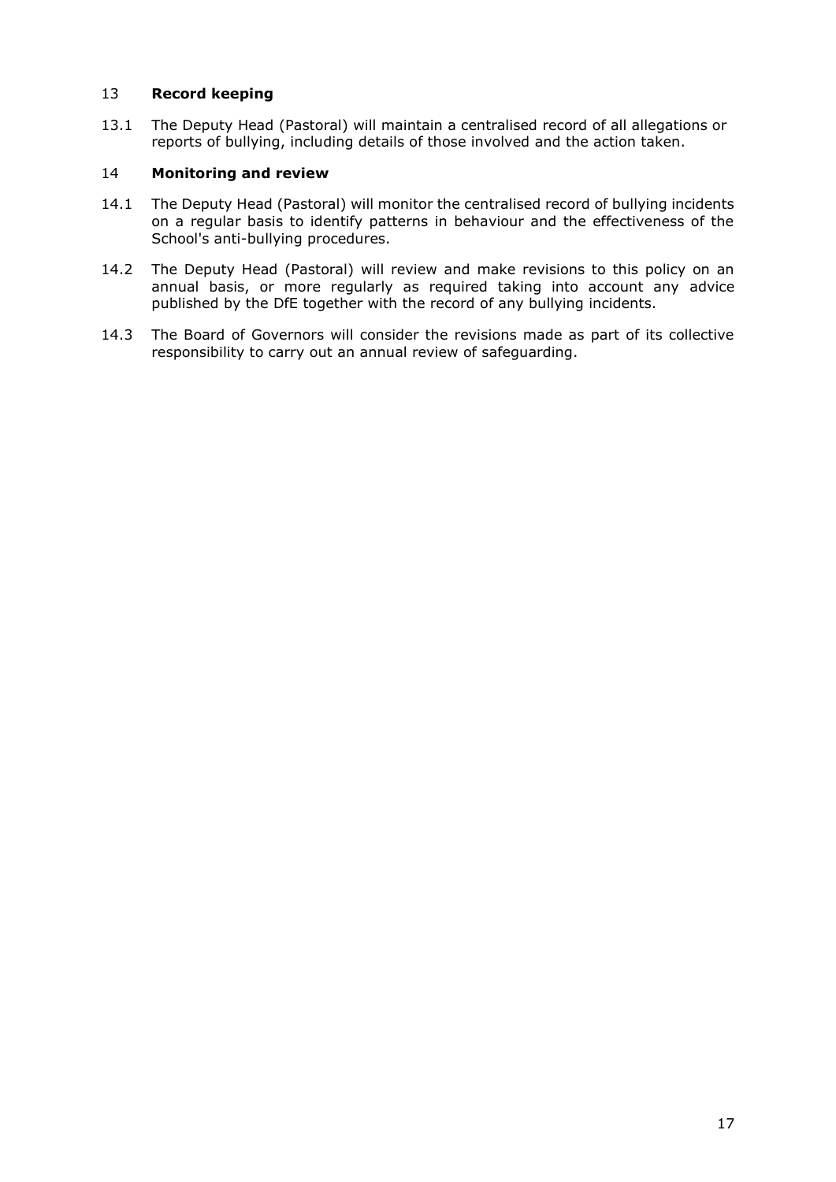## 13 Record keeping

13.1 The Deputy Head (Pastoral) will maintain a centralised record of all allegations or reports of bullying, including details of those involved and the action taken.

## 14 Monitoring and review

14.1 The Deputy Head (Pastoral) will monitor the centralised record of bullying incidents on a regular basis to identify patterns in behaviour and the effectiveness of the School's anti-bullying procedures.

14.2 The Deputy Head (Pastoral) will review and make revisions to this policy on an annual basis, or more regularly as required taking into account any advice published by the DfE together with the record of any bullying incidents.

14.3 The Board of Governors will consider the revisions made as part of its collective responsibility to carry out an annual review of safeguarding.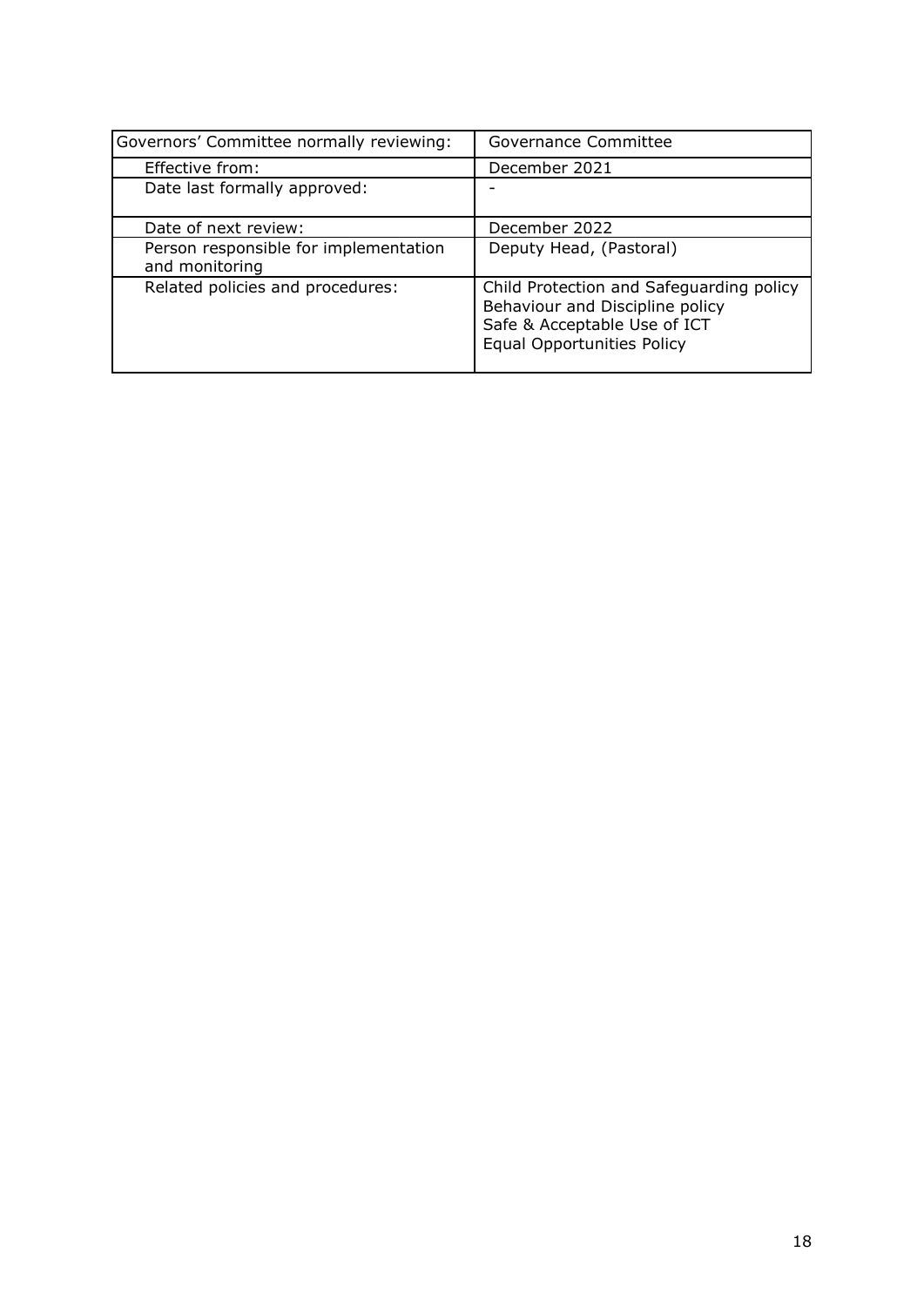| Governors' Committee normally reviewing: | Governance Committee |
| --- | --- |
| Effective from: | December 2021 |
| Date last formally approved: | - |
| Date of next review: | December 2022 |
| Person responsible for implementation and monitoring | Deputy Head, (Pastoral) |
| Related policies and procedures: | Child Protection and Safeguarding policy<br>Behaviour and Discipline policy<br>Safe & Acceptable Use of ICT<br>Equal Opportunities Policy |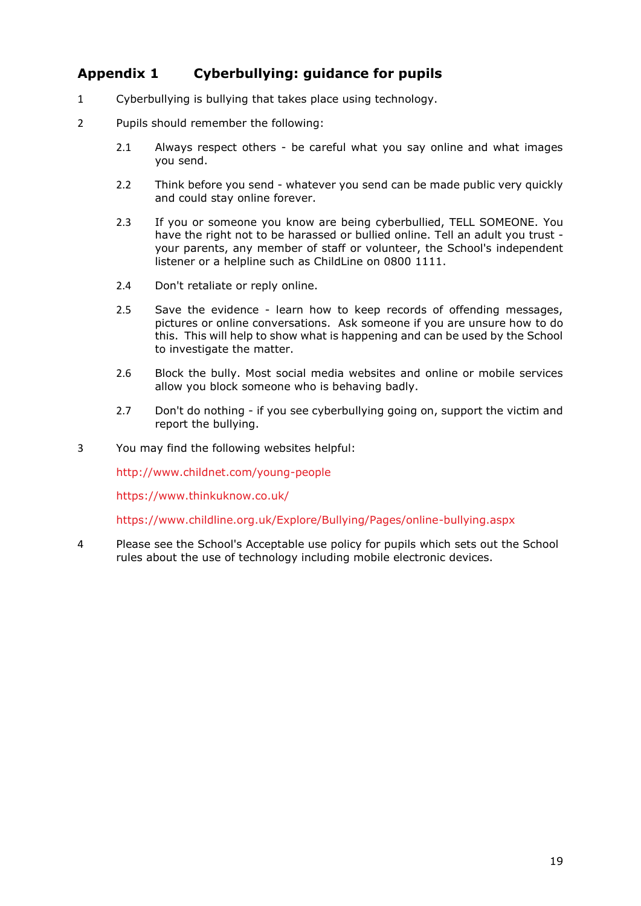## Appendix 1 Cyberbullying: guidance for pupils

1 Cyberbullying is bullying that takes place using technology.

2 Pupils should remember the following:

2.1 Always respect others - be careful what you say online and what images you send.

2.2 Think before you send - whatever you send can be made public very quickly and could stay online forever.

2.3 If you or someone you know are being cyberbullied, TELL SOMEONE. You have the right not to be harassed or bullied online. Tell an adult you trust - your parents, any member of staff or volunteer, the School's independent listener or a helpline such as ChildLine on 0800 1111.

2.4 Don't retaliate or reply online.

2.5 Save the evidence - learn how to keep records of offending messages, pictures or online conversations. Ask someone if you are unsure how to do this. This will help to show what is happening and can be used by the School to investigate the matter.

2.6 Block the bully. Most social media websites and online or mobile services allow you block someone who is behaving badly.

2.7 Don't do nothing - if you see cyberbullying going on, support the victim and report the bullying.

3 You may find the following websites helpful:

http://www.childnet.com/young-people

https://www.thinkuknow.co.uk/

https://www.childline.org.uk/Explore/Bullying/Pages/online-bullying.aspx

4 Please see the School's Acceptable use policy for pupils which sets out the School rules about the use of technology including mobile electronic devices.